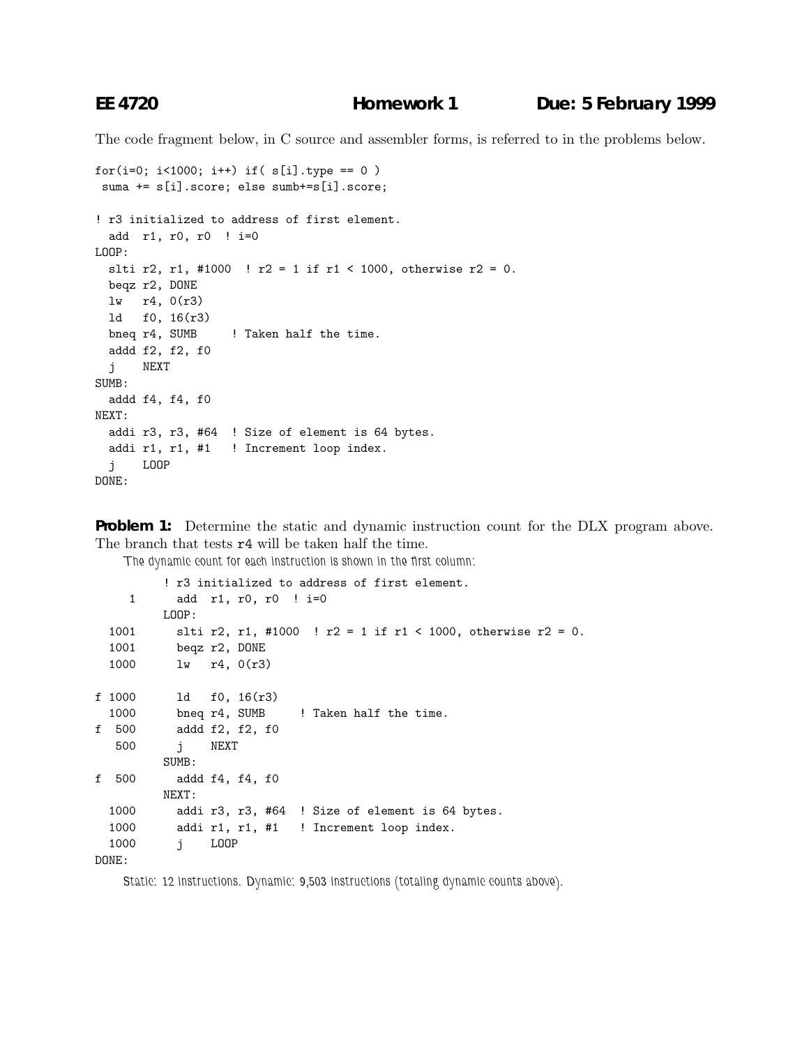**EE 4720 Homework 1 Due: 5 February 1999**

The code fragment below, in C source and assembler forms, is referred to in the problems below.

```
for(i=0; i<1000; i++) if( s[i].type == 0 )
 suma += s[i].score; else sumb+=s[i].score;

! r3 initialized to address of first element.
  add  r1, r0, r0  ! i=0
LOOP:
  slti r2, r1, #1000  ! r2 = 1 if r1 < 1000, otherwise r2 = 0.
  beqz r2, DONE
  lw   r4, 0(r3)
  ld   f0, 16(r3)
  bneq r4, SUMB     ! Taken half the time.
  addd f2, f2, f0
  j    NEXT
SUMB:
  addd f4, f4, f0
NEXT:
  addi r3, r3, #64  ! Size of element is 64 bytes.
  addi r1, r1, #1   ! Increment loop index.
  j    LOOP
DONE:
```

**Problem 1:** Determine the static and dynamic instruction count for the DLX program above. The branch that tests `r4` will be taken half the time.

*The dynamic count for each instruction is shown in the first column:*

```
          ! r3 initialized to address of first element.
     1      add  r1, r0, r0  ! i=0
          LOOP:
  1001      slti r2, r1, #1000  ! r2 = 1 if r1 < 1000, otherwise r2 = 0.
  1001      beqz r2, DONE
  1000      lw   r4, 0(r3)

f 1000      ld   f0, 16(r3)
  1000      bneq r4, SUMB     ! Taken half the time.
f  500      addd f2, f2, f0
   500      j    NEXT
          SUMB:
f  500      addd f4, f4, f0
          NEXT:
  1000      addi r3, r3, #64  ! Size of element is 64 bytes.
  1000      addi r1, r1, #1   ! Increment loop index.
  1000      j    LOOP
DONE:
```

*Static: 12 instructions. Dynamic: 9,503 instructions (totaling dynamic counts above).*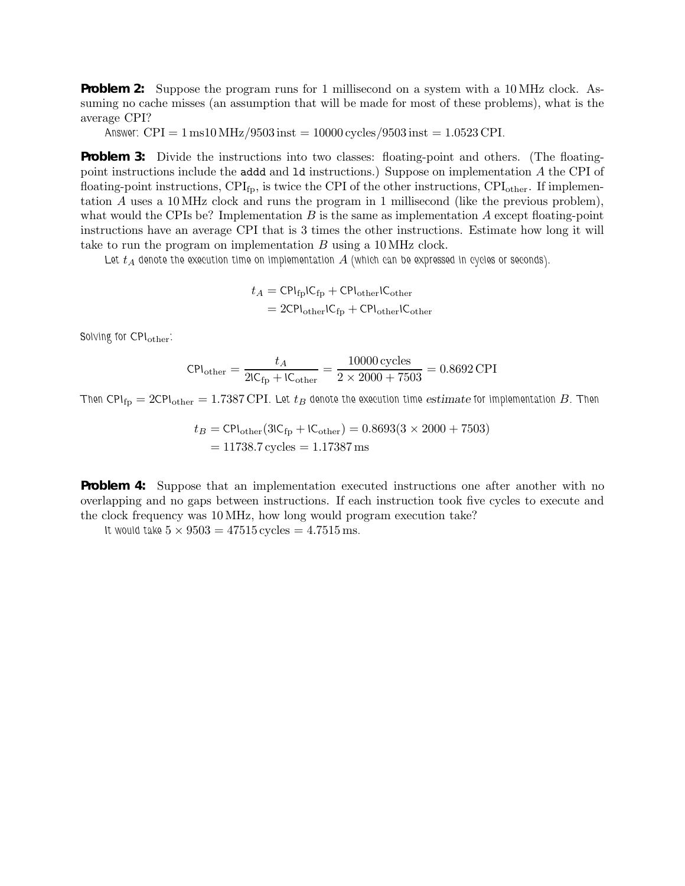**Problem 2:** Suppose the program runs for 1 millisecond on a system with a 10 MHz clock. Assuming no cache misses (an assumption that will be made for most of these problems), what is the average CPI?

Answer: $\text{CPI} = 1\,\text{ms}10\,\text{MHz}/9503\,\text{inst} = 10000\,\text{cycles}/9503\,\text{inst} = 1.0523\,\text{CPI}$.

**Problem 3:** Divide the instructions into two classes: floating-point and others. (The floating-point instructions include the `addd` and `ld` instructions.) Suppose on implementation $A$ the CPI of floating-point instructions, $\text{CPI}_{\text{fp}}$, is twice the CPI of the other instructions, $\text{CPI}_{\text{other}}$. If implementation $A$ uses a 10 MHz clock and runs the program in 1 millisecond (like the previous problem), what would the CPIs be? Implementation $B$ is the same as implementation $A$ except floating-point instructions have an average CPI that is 3 times the other instructions. Estimate how long it will take to run the program on implementation $B$ using a 10 MHz clock.

Let $t_A$ denote the execution time on implementation $A$ (which can be expressed in cycles or seconds).

$$
\begin{aligned}
t_A &= \text{CPI}_{\text{fp}}\text{IC}_{\text{fp}} + \text{CPI}_{\text{other}}\text{IC}_{\text{other}} \\
&= 2\text{CPI}_{\text{other}}\text{IC}_{\text{fp}} + \text{CPI}_{\text{other}}\text{IC}_{\text{other}}
\end{aligned}
$$

Solving for $\text{CPI}_{\text{other}}$:

$$
\text{CPI}_{\text{other}} = \frac{t_A}{2\text{IC}_{\text{fp}} + \text{IC}_{\text{other}}} = \frac{10000\,\text{cycles}}{2 \times 2000 + 7503} = 0.8692\,\text{CPI}
$$

Then $\text{CPI}_{\text{fp}} = 2\text{CPI}_{\text{other}} = 1.7387\,\text{CPI}$. Let $t_B$ denote the execution time *estimate* for implementation $B$. Then

$$
\begin{aligned}
t_B &= \text{CPI}_{\text{other}}(3\text{IC}_{\text{fp}} + \text{IC}_{\text{other}}) = 0.8693(3 \times 2000 + 7503) \\
&= 11738.7\,\text{cycles} = 1.17387\,\text{ms}
\end{aligned}
$$

**Problem 4:** Suppose that an implementation executed instructions one after another with no overlapping and no gaps between instructions. If each instruction took five cycles to execute and the clock frequency was 10 MHz, how long would program execution take?

It would take $5 \times 9503 = 47515\,\text{cycles} = 4.7515\,\text{ms}$.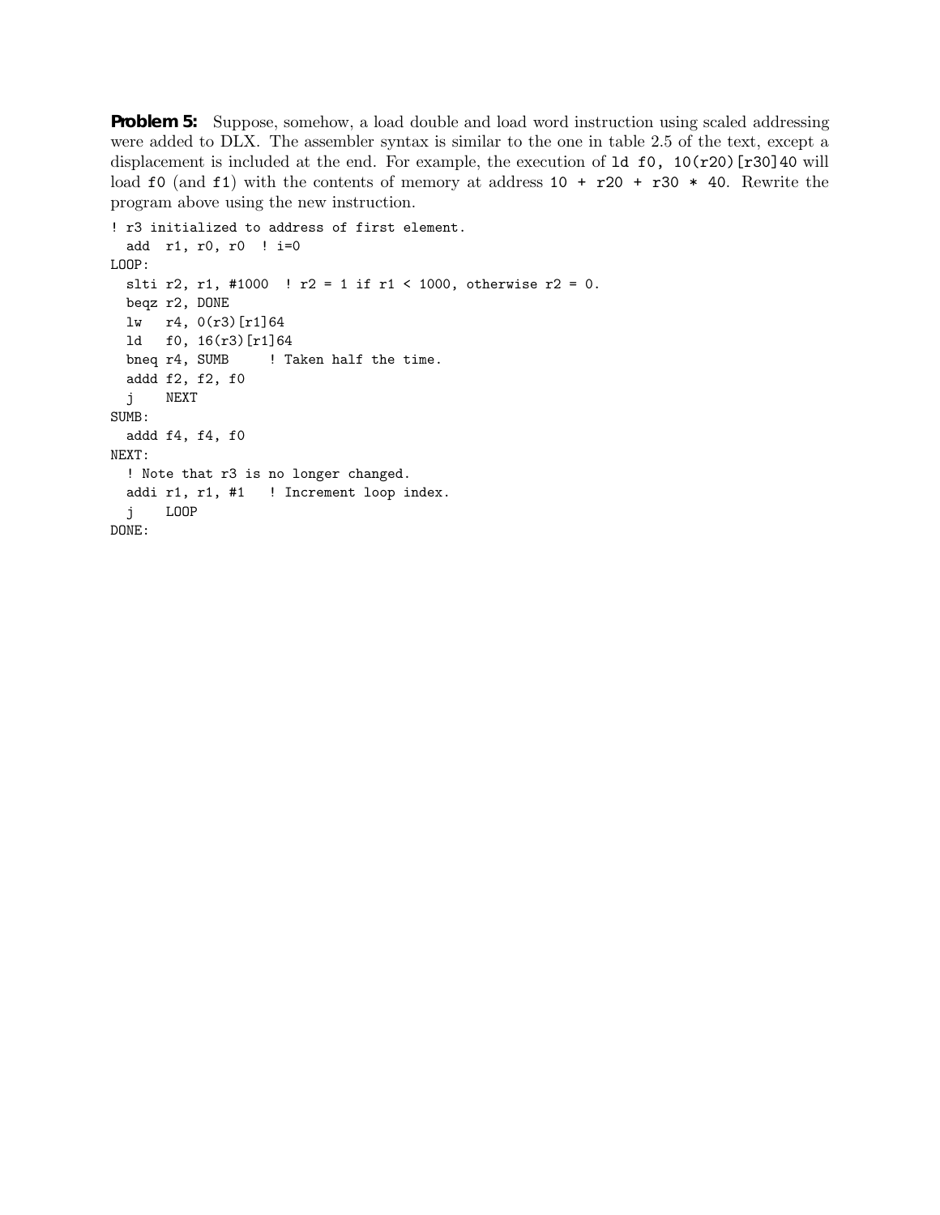**Problem 5:** Suppose, somehow, a load double and load word instruction using scaled addressing were added to DLX. The assembler syntax is similar to the one in table 2.5 of the text, except a displacement is included at the end. For example, the execution of `ld f0, 10(r20)[r30]40` will load `f0` (and `f1`) with the contents of memory at address `10 + r20 + r30 * 40`. Rewrite the program above using the new instruction.

```
! r3 initialized to address of first element.
  add  r1, r0, r0  ! i=0
LOOP:
  slti r2, r1, #1000  ! r2 = 1 if r1 < 1000, otherwise r2 = 0.
  beqz r2, DONE
  lw   r4, 0(r3)[r1]64
  ld   f0, 16(r3)[r1]64
  bneq r4, SUMB     ! Taken half the time.
  addd f2, f2, f0
  j    NEXT
SUMB:
  addd f4, f4, f0
NEXT:
  ! Note that r3 is no longer changed.
  addi r1, r1, #1   ! Increment loop index.
  j    LOOP
DONE:
```